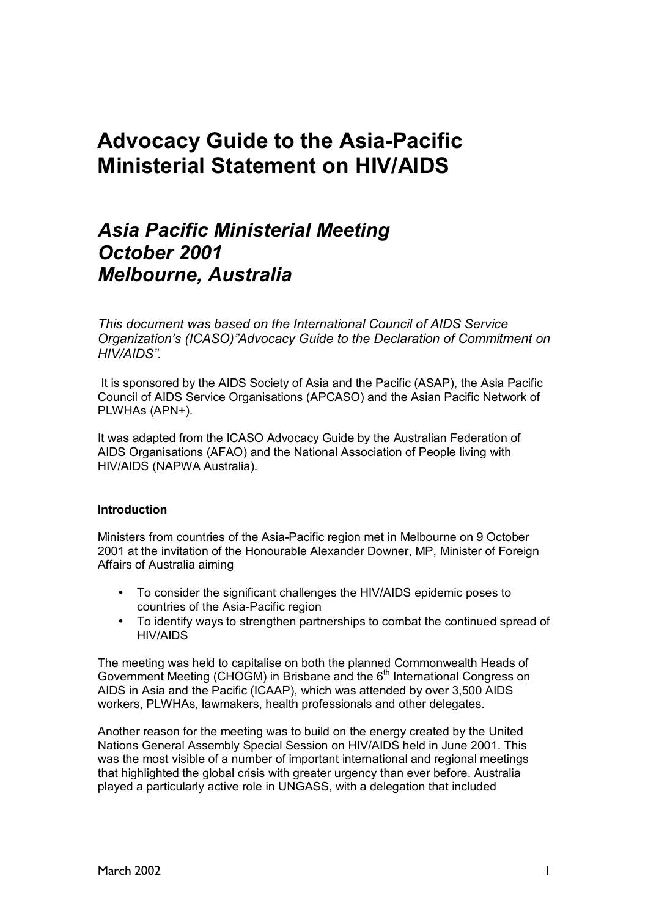# Advocacy Guide to the Asia-Pacific Ministerial Statement on HIV/AIDS

## *Asia Pacific Ministerial Meeting October 2001 Melbourne, Australia*

*This document was based on the International Council of AIDS Service Organization's (ICASO)"Advocacy Guide to the Declaration of Commitment on HIV/AIDS".*

It is sponsored by the AIDS Society of Asia and the Pacific (ASAP), the Asia Pacific Council of AIDS Service Organisations (APCASO) and the Asian Pacific Network of PLWHAs (APN+).

It was adapted from the ICASO Advocacy Guide by the Australian Federation of AIDS Organisations (AFAO) and the National Association of People living with HIV/AIDS (NAPWA Australia).

**Introduction**

Ministers from countries of the Asia-Pacific region met in Melbourne on 9 October 2001 at the invitation of the Honourable Alexander Downer, MP, Minister of Foreign Affairs of Australia aiming

- To consider the significant challenges the HIV/AIDS epidemic poses to countries of the Asia-Pacific region
- To identify ways to strengthen partnerships to combat the continued spread of HIV/AIDS

The meeting was held to capitalise on both the planned Commonwealth Heads of Government Meeting (CHOGM) in Brisbane and the 6th International Congress on AIDS in Asia and the Pacific (ICAAP), which was attended by over 3,500 AIDS workers, PLWHAs, lawmakers, health professionals and other delegates.

Another reason for the meeting was to build on the energy created by the United Nations General Assembly Special Session on HIV/AIDS held in June 2001. This was the most visible of a number of important international and regional meetings that highlighted the global crisis with greater urgency than ever before. Australia played a particularly active role in UNGASS, with a delegation that included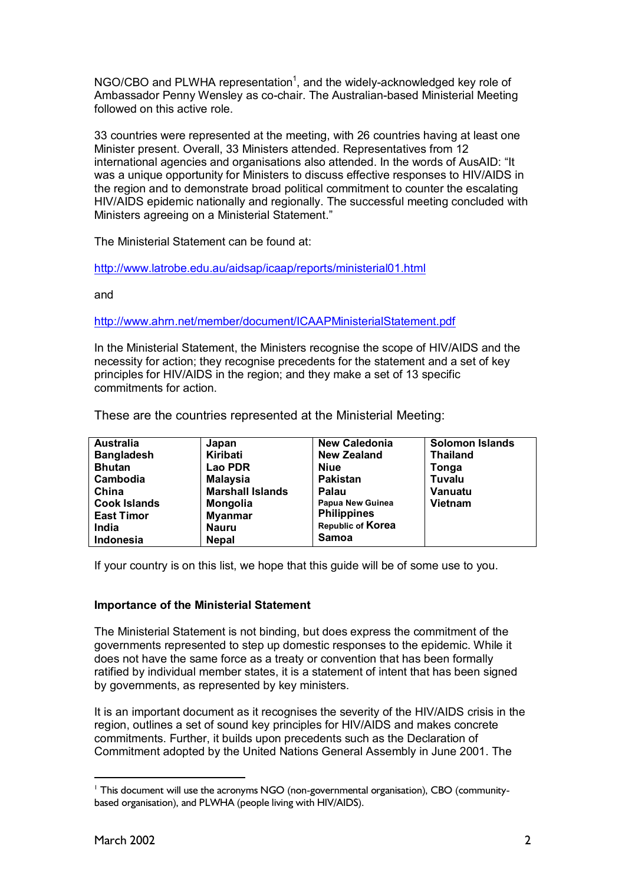NGO/CBO and PLWHA representation[1], and the widely-acknowledged key role of Ambassador Penny Wensley as co-chair. The Australian-based Ministerial Meeting followed on this active role.

33 countries were represented at the meeting, with 26 countries having at least one Minister present. Overall, 33 Ministers attended. Representatives from 12 international agencies and organisations also attended. In the words of AusAID: "It was a unique opportunity for Ministers to discuss effective responses to HIV/AIDS in the region and to demonstrate broad political commitment to counter the escalating HIV/AIDS epidemic nationally and regionally. The successful meeting concluded with Ministers agreeing on a Ministerial Statement."

The Ministerial Statement can be found at:

http://www.latrobe.edu.au/aidsap/icaap/reports/ministerial01.html

and

http://www.ahrn.net/member/document/ICAAPMinisterialStatement.pdf

In the Ministerial Statement, the Ministers recognise the scope of HIV/AIDS and the necessity for action; they recognise precedents for the statement and a set of key principles for HIV/AIDS in the region; and they make a set of 13 specific commitments for action.

These are the countries represented at the Ministerial Meeting:

| | | | |
|---|---|---|---|
| **Australia** | **Japan** | **New Caledonia** | **Solomon Islands** |
| **Bangladesh** | **Kiribati** | **New Zealand** | **Thailand** |
| **Bhutan** | **Lao PDR** | **Niue** | **Tonga** |
| **Cambodia** | **Malaysia** | **Pakistan** | **Tuvalu** |
| **China** | **Marshall Islands** | **Palau** | **Vanuatu** |
| **Cook Islands** | **Mongolia** | **Papua New Guinea** | **Vietnam** |
| **East Timor** | **Myanmar** | **Philippines** | |
| **India** | **Nauru** | **Republic of Korea** | |
| **Indonesia** | **Nepal** | **Samoa** | |

If your country is on this list, we hope that this guide will be of some use to you.

### Importance of the Ministerial Statement

The Ministerial Statement is not binding, but does express the commitment of the governments represented to step up domestic responses to the epidemic. While it does not have the same force as a treaty or convention that has been formally ratified by individual member states, it is a statement of intent that has been signed by governments, as represented by key ministers.

It is an important document as it recognises the severity of the HIV/AIDS crisis in the region, outlines a set of sound key principles for HIV/AIDS and makes concrete commitments. Further, it builds upon precedents such as the Declaration of Commitment adopted by the United Nations General Assembly in June 2001. The

[1] This document will use the acronyms NGO (non-governmental organisation), CBO (community-based organisation), and PLWHA (people living with HIV/AIDS).

March 2002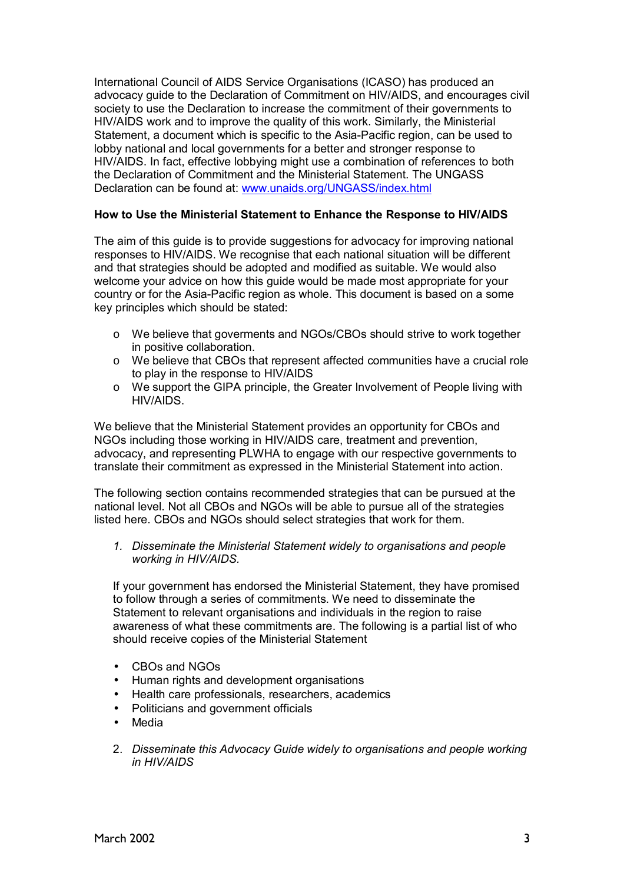International Council of AIDS Service Organisations (ICASO) has produced an advocacy guide to the Declaration of Commitment on HIV/AIDS, and encourages civil society to use the Declaration to increase the commitment of their governments to HIV/AIDS work and to improve the quality of this work. Similarly, the Ministerial Statement, a document which is specific to the Asia-Pacific region, can be used to lobby national and local governments for a better and stronger response to HIV/AIDS. In fact, effective lobbying might use a combination of references to both the Declaration of Commitment and the Ministerial Statement. The UNGASS Declaration can be found at: [www.unaids.org/UNGASS/index.html](www.unaids.org/UNGASS/index.html)

**How to Use the Ministerial Statement to Enhance the Response to HIV/AIDS**

The aim of this guide is to provide suggestions for advocacy for improving national responses to HIV/AIDS. We recognise that each national situation will be different and that strategies should be adopted and modified as suitable. We would also welcome your advice on how this guide would be made most appropriate for your country or for the Asia-Pacific region as whole. This document is based on a some key principles which should be stated:

- We believe that goverments and NGOs/CBOs should strive to work together in positive collaboration.
- We believe that CBOs that represent affected communities have a crucial role to play in the response to HIV/AIDS
- We support the GIPA principle, the Greater Involvement of People living with HIV/AIDS.

We believe that the Ministerial Statement provides an opportunity for CBOs and NGOs including those working in HIV/AIDS care, treatment and prevention, advocacy, and representing PLWHA to engage with our respective governments to translate their commitment as expressed in the Ministerial Statement into action.

The following section contains recommended strategies that can be pursued at the national level. Not all CBOs and NGOs will be able to pursue all of the strategies listed here. CBOs and NGOs should select strategies that work for them.

1. *Disseminate the Ministerial Statement widely to organisations and people working in HIV/AIDS.*

   If your government has endorsed the Ministerial Statement, they have promised to follow through a series of commitments. We need to disseminate the Statement to relevant organisations and individuals in the region to raise awareness of what these commitments are. The following is a partial list of who should receive copies of the Ministerial Statement

   - CBOs and NGOs
   - Human rights and development organisations
   - Health care professionals, researchers, academics
   - Politicians and government officials
   - Media

2. *Disseminate this Advocacy Guide widely to organisations and people working in HIV/AIDS*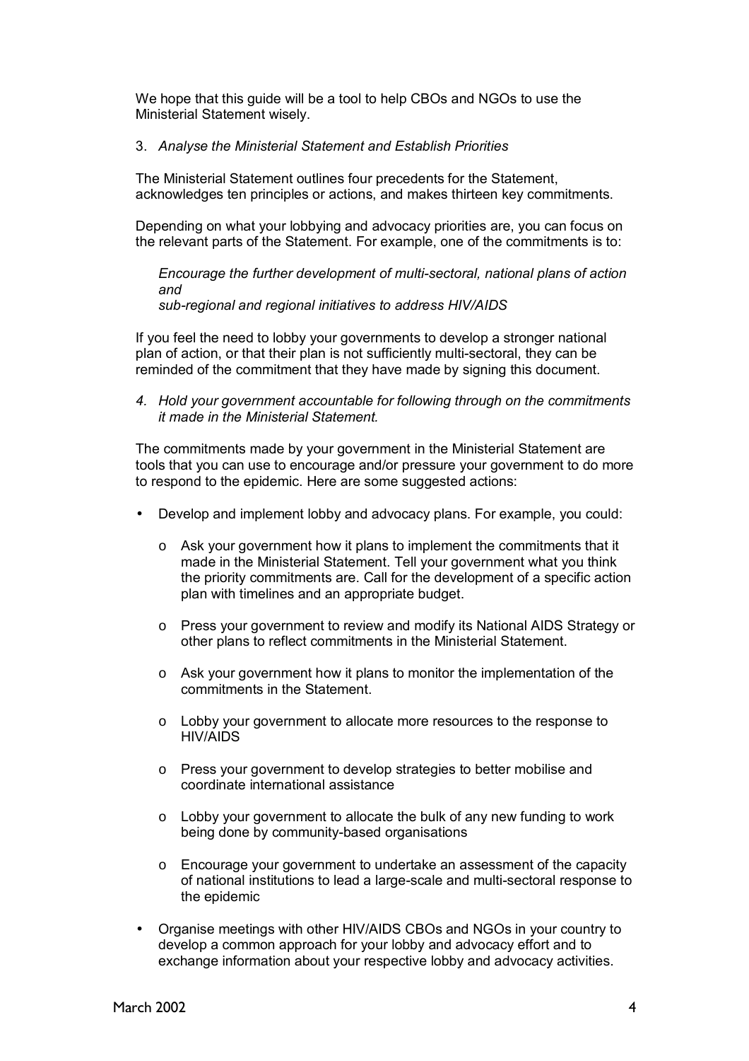We hope that this guide will be a tool to help CBOs and NGOs to use the Ministerial Statement wisely.

3. *Analyse the Ministerial Statement and Establish Priorities*

The Ministerial Statement outlines four precedents for the Statement, acknowledges ten principles or actions, and makes thirteen key commitments.

Depending on what your lobbying and advocacy priorities are, you can focus on the relevant parts of the Statement. For example, one of the commitments is to:

> *Encourage the further development of multi-sectoral, national plans of action and*
> *sub-regional and regional initiatives to address HIV/AIDS*

If you feel the need to lobby your governments to develop a stronger national plan of action, or that their plan is not sufficiently multi-sectoral, they can be reminded of the commitment that they have made by signing this document.

4. *Hold your government accountable for following through on the commitments it made in the Ministerial Statement.*

The commitments made by your government in the Ministerial Statement are tools that you can use to encourage and/or pressure your government to do more to respond to the epidemic. Here are some suggested actions:

- Develop and implement lobby and advocacy plans. For example, you could:
  - Ask your government how it plans to implement the commitments that it made in the Ministerial Statement. Tell your government what you think the priority commitments are. Call for the development of a specific action plan with timelines and an appropriate budget.
  - Press your government to review and modify its National AIDS Strategy or other plans to reflect commitments in the Ministerial Statement.
  - Ask your government how it plans to monitor the implementation of the commitments in the Statement.
  - Lobby your government to allocate more resources to the response to HIV/AIDS
  - Press your government to develop strategies to better mobilise and coordinate international assistance
  - Lobby your government to allocate the bulk of any new funding to work being done by community-based organisations
  - Encourage your government to undertake an assessment of the capacity of national institutions to lead a large-scale and multi-sectoral response to the epidemic
- Organise meetings with other HIV/AIDS CBOs and NGOs in your country to develop a common approach for your lobby and advocacy effort and to exchange information about your respective lobby and advocacy activities.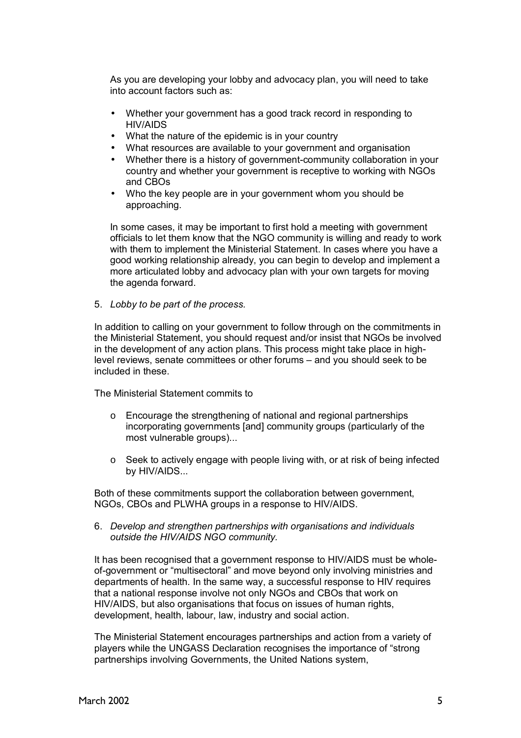As you are developing your lobby and advocacy plan, you will need to take into account factors such as:

- Whether your government has a good track record in responding to HIV/AIDS
- What the nature of the epidemic is in your country
- What resources are available to your government and organisation
- Whether there is a history of government-community collaboration in your country and whether your government is receptive to working with NGOs and CBOs
- Who the key people are in your government whom you should be approaching.

In some cases, it may be important to first hold a meeting with government officials to let them know that the NGO community is willing and ready to work with them to implement the Ministerial Statement. In cases where you have a good working relationship already, you can begin to develop and implement a more articulated lobby and advocacy plan with your own targets for moving the agenda forward.

5. *Lobby to be part of the process.*

In addition to calling on your government to follow through on the commitments in the Ministerial Statement, you should request and/or insist that NGOs be involved in the development of any action plans. This process might take place in high-level reviews, senate committees or other forums – and you should seek to be included in these.

The Ministerial Statement commits to

- Encourage the strengthening of national and regional partnerships incorporating governments [and] community groups (particularly of the most vulnerable groups)...
- Seek to actively engage with people living with, or at risk of being infected by HIV/AIDS...

Both of these commitments support the collaboration between government, NGOs, CBOs and PLWHA groups in a response to HIV/AIDS.

6. *Develop and strengthen partnerships with organisations and individuals outside the HIV/AIDS NGO community.*

It has been recognised that a government response to HIV/AIDS must be whole-of-government or "multisectoral" and move beyond only involving ministries and departments of health. In the same way, a successful response to HIV requires that a national response involve not only NGOs and CBOs that work on HIV/AIDS, but also organisations that focus on issues of human rights, development, health, labour, law, industry and social action.

The Ministerial Statement encourages partnerships and action from a variety of players while the UNGASS Declaration recognises the importance of "strong partnerships involving Governments, the United Nations system,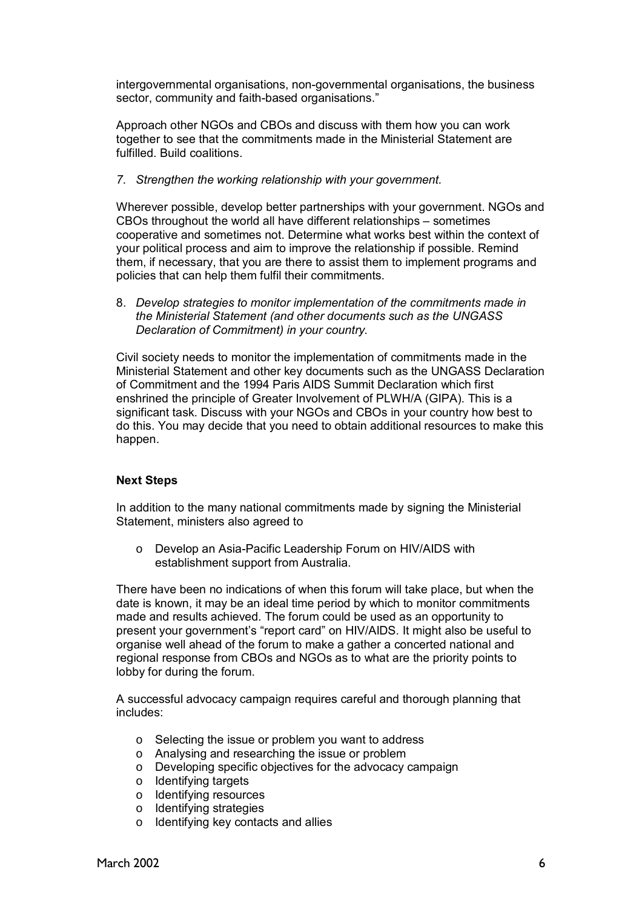intergovernmental organisations, non-governmental organisations, the business sector, community and faith-based organisations."

Approach other NGOs and CBOs and discuss with them how you can work together to see that the commitments made in the Ministerial Statement are fulfilled. Build coalitions.

7. *Strengthen the working relationship with your government.*

Wherever possible, develop better partnerships with your government. NGOs and CBOs throughout the world all have different relationships – sometimes cooperative and sometimes not. Determine what works best within the context of your political process and aim to improve the relationship if possible. Remind them, if necessary, that you are there to assist them to implement programs and policies that can help them fulfil their commitments.

8. *Develop strategies to monitor implementation of the commitments made in the Ministerial Statement (and other documents such as the UNGASS Declaration of Commitment) in your country.*

Civil society needs to monitor the implementation of commitments made in the Ministerial Statement and other key documents such as the UNGASS Declaration of Commitment and the 1994 Paris AIDS Summit Declaration which first enshrined the principle of Greater Involvement of PLWH/A (GIPA). This is a significant task. Discuss with your NGOs and CBOs in your country how best to do this. You may decide that you need to obtain additional resources to make this happen.

**Next Steps**

In addition to the many national commitments made by signing the Ministerial Statement, ministers also agreed to

- Develop an Asia-Pacific Leadership Forum on HIV/AIDS with establishment support from Australia.

There have been no indications of when this forum will take place, but when the date is known, it may be an ideal time period by which to monitor commitments made and results achieved. The forum could be used as an opportunity to present your government's "report card" on HIV/AIDS. It might also be useful to organise well ahead of the forum to make a gather a concerted national and regional response from CBOs and NGOs as to what are the priority points to lobby for during the forum.

A successful advocacy campaign requires careful and thorough planning that includes:

- Selecting the issue or problem you want to address
- Analysing and researching the issue or problem
- Developing specific objectives for the advocacy campaign
- Identifying targets
- Identifying resources
- Identifying strategies
- Identifying key contacts and allies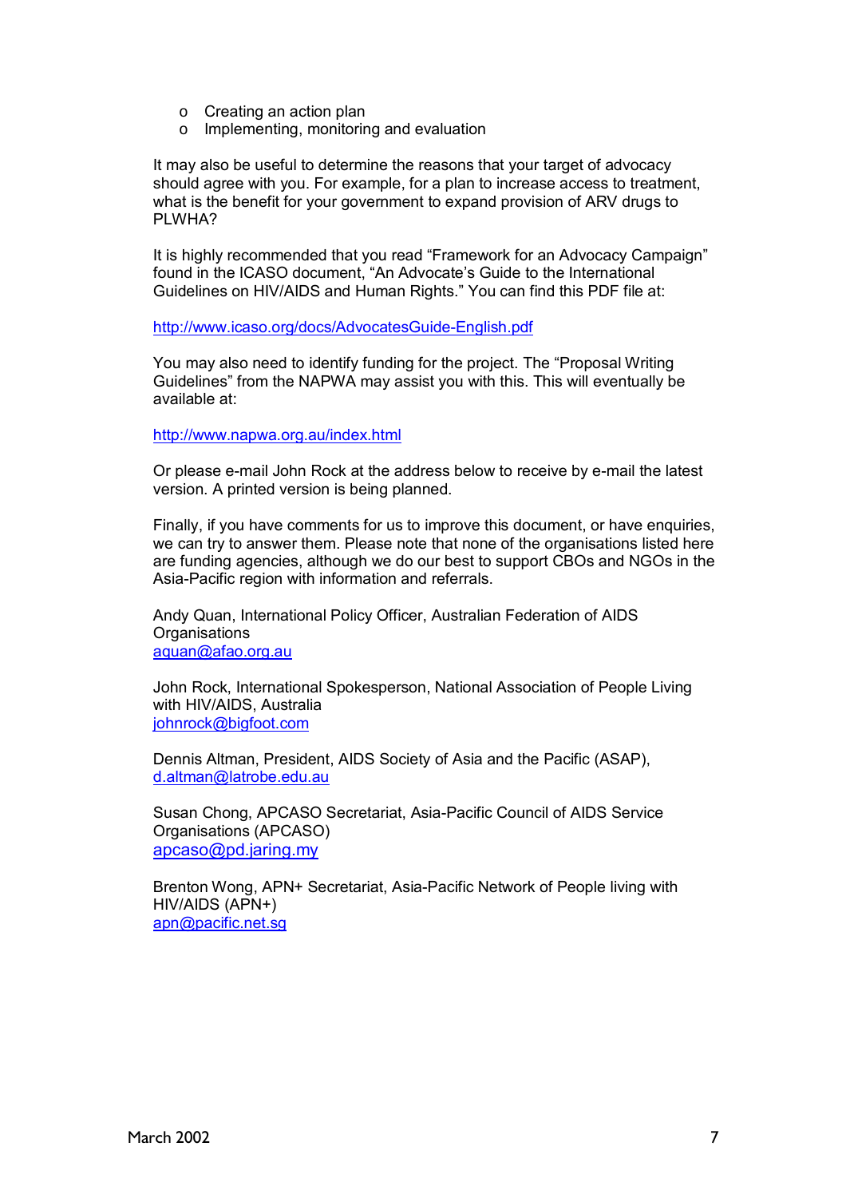- Creating an action plan
- Implementing, monitoring and evaluation

It may also be useful to determine the reasons that your target of advocacy should agree with you. For example, for a plan to increase access to treatment, what is the benefit for your government to expand provision of ARV drugs to PLWHA?

It is highly recommended that you read "Framework for an Advocacy Campaign" found in the ICASO document, "An Advocate's Guide to the International Guidelines on HIV/AIDS and Human Rights." You can find this PDF file at:

http://www.icaso.org/docs/AdvocatesGuide-English.pdf

You may also need to identify funding for the project. The "Proposal Writing Guidelines" from the NAPWA may assist you with this. This will eventually be available at:

http://www.napwa.org.au/index.html

Or please e-mail John Rock at the address below to receive by e-mail the latest version. A printed version is being planned.

Finally, if you have comments for us to improve this document, or have enquiries, we can try to answer them. Please note that none of the organisations listed here are funding agencies, although we do our best to support CBOs and NGOs in the Asia-Pacific region with information and referrals.

Andy Quan, International Policy Officer, Australian Federation of AIDS Organisations
aquan@afao.org.au

John Rock, International Spokesperson, National Association of People Living with HIV/AIDS, Australia
johnrock@bigfoot.com

Dennis Altman, President, AIDS Society of Asia and the Pacific (ASAP),
d.altman@latrobe.edu.au

Susan Chong, APCASO Secretariat, Asia-Pacific Council of AIDS Service Organisations (APCASO)
apcaso@pd.jaring.my

Brenton Wong, APN+ Secretariat, Asia-Pacific Network of People living with HIV/AIDS (APN+)
apn@pacific.net.sg